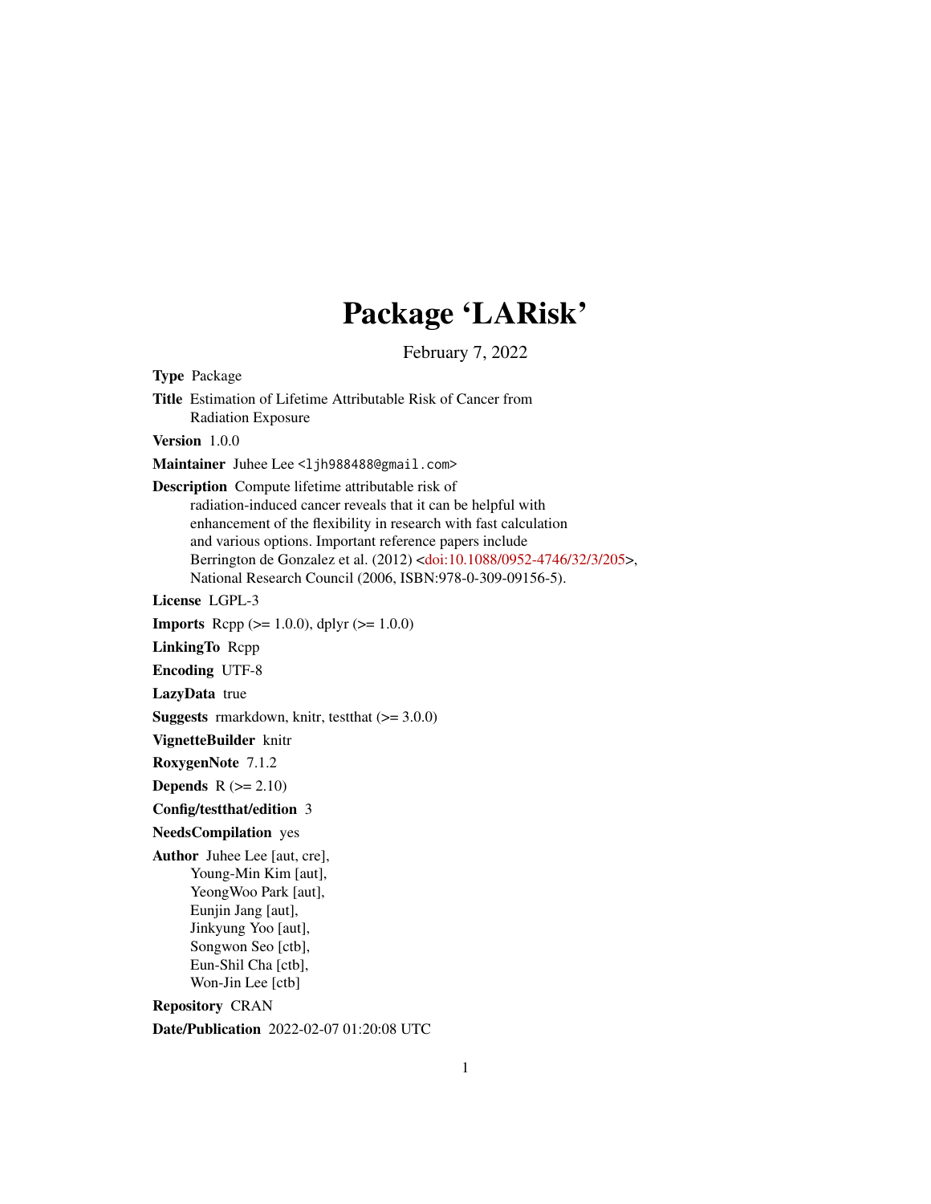# Package 'LARisk'

February 7, 2022

**Type** Package

**Title** Estimation of Lifetime Attributable Risk of Cancer from Radiation Exposure

**Version** 1.0.0

**Maintainer** Juhee Lee <ljh988488@gmail.com>

**Description** Compute lifetime attributable risk of radiation-induced cancer reveals that it can be helpful with enhancement of the flexibility in research with fast calculation and various options. Important reference papers include Berrington de Gonzalez et al. (2012) <doi:10.1088/0952-4746/32/3/205>, National Research Council (2006, ISBN:978-0-309-09156-5).

**License** LGPL-3

**Imports** Rcpp (>= 1.0.0), dplyr (>= 1.0.0)

**LinkingTo** Rcpp

**Encoding** UTF-8

**LazyData** true

**Suggests** rmarkdown, knitr, testthat (>= 3.0.0)

**VignetteBuilder** knitr

**RoxygenNote** 7.1.2

**Depends** R (>= 2.10)

**Config/testthat/edition** 3

**NeedsCompilation** yes

**Author** Juhee Lee [aut, cre], Young-Min Kim [aut], YeongWoo Park [aut], Eunjin Jang [aut], Jinkyung Yoo [aut], Songwon Seo [ctb], Eun-Shil Cha [ctb], Won-Jin Lee [ctb]

**Repository** CRAN

**Date/Publication** 2022-02-07 01:20:08 UTC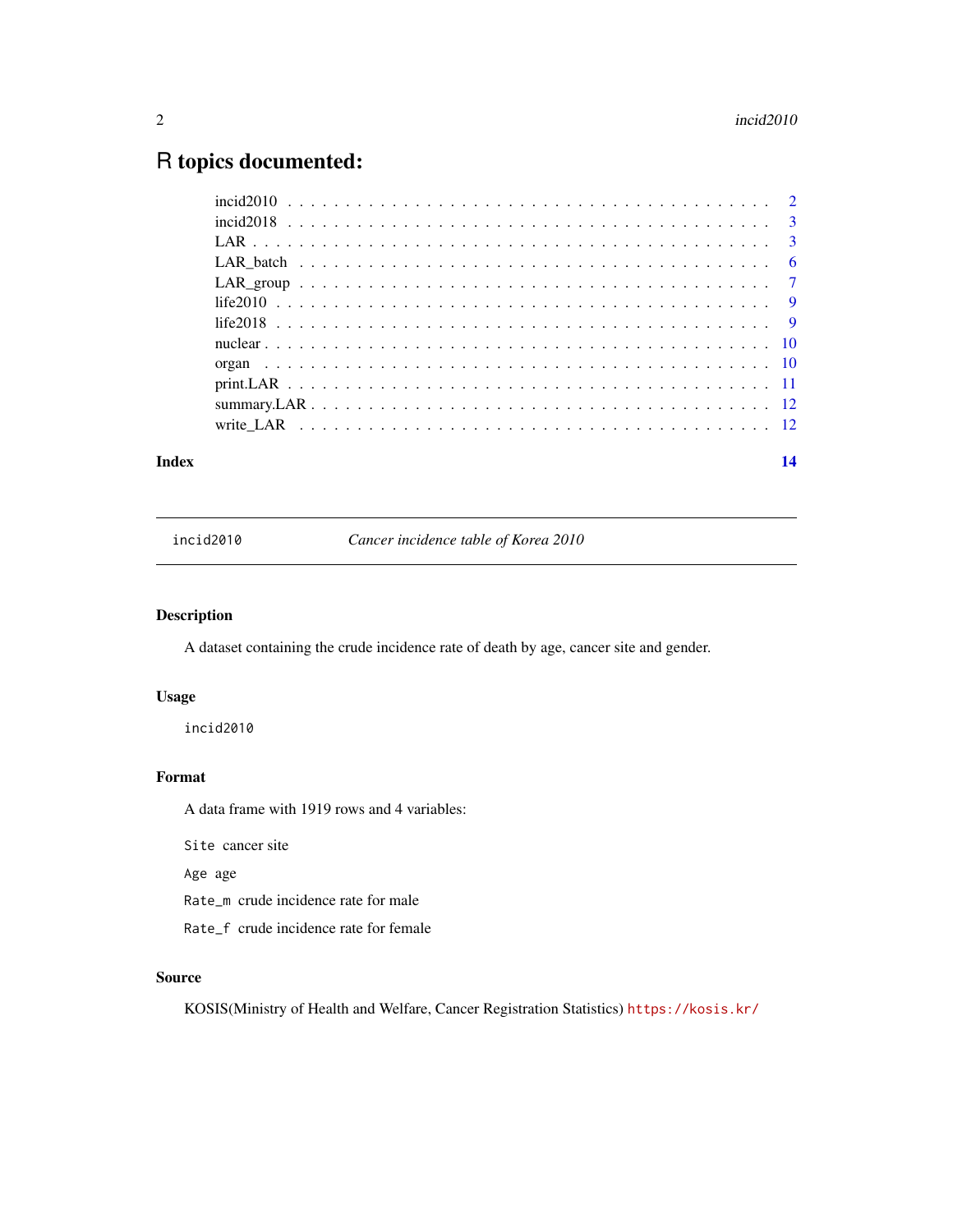# R topics documented:

incid2010 . . . . . . . . . . . . . . . . . . . . . . . . . . . . . . . . . . . . . . . . 2
incid2018 . . . . . . . . . . . . . . . . . . . . . . . . . . . . . . . . . . . . . . . . 3
LAR . . . . . . . . . . . . . . . . . . . . . . . . . . . . . . . . . . . . . . . . . . . 3
LAR_batch . . . . . . . . . . . . . . . . . . . . . . . . . . . . . . . . . . . . . . . 6
LAR_group . . . . . . . . . . . . . . . . . . . . . . . . . . . . . . . . . . . . . . . 7
life2010 . . . . . . . . . . . . . . . . . . . . . . . . . . . . . . . . . . . . . . . . 9
life2018 . . . . . . . . . . . . . . . . . . . . . . . . . . . . . . . . . . . . . . . . 9
nuclear . . . . . . . . . . . . . . . . . . . . . . . . . . . . . . . . . . . . . . . . 10
organ . . . . . . . . . . . . . . . . . . . . . . . . . . . . . . . . . . . . . . . . . 10
print.LAR . . . . . . . . . . . . . . . . . . . . . . . . . . . . . . . . . . . . . . . 11
summary.LAR . . . . . . . . . . . . . . . . . . . . . . . . . . . . . . . . . . . . . 12
write_LAR . . . . . . . . . . . . . . . . . . . . . . . . . . . . . . . . . . . . . . . 12

**Index** **14**

---

`incid2010` *Cancer incidence table of Korea 2010*

---

### Description

A dataset containing the crude incidence rate of death by age, cancer site and gender.

### Usage

```
incid2010
```

### Format

A data frame with 1919 rows and 4 variables:

`Site` cancer site

`Age` age

`Rate_m` crude incidence rate for male

`Rate_f` crude incidence rate for female

### Source

KOSIS(Ministry of Health and Welfare, Cancer Registration Statistics) https://kosis.kr/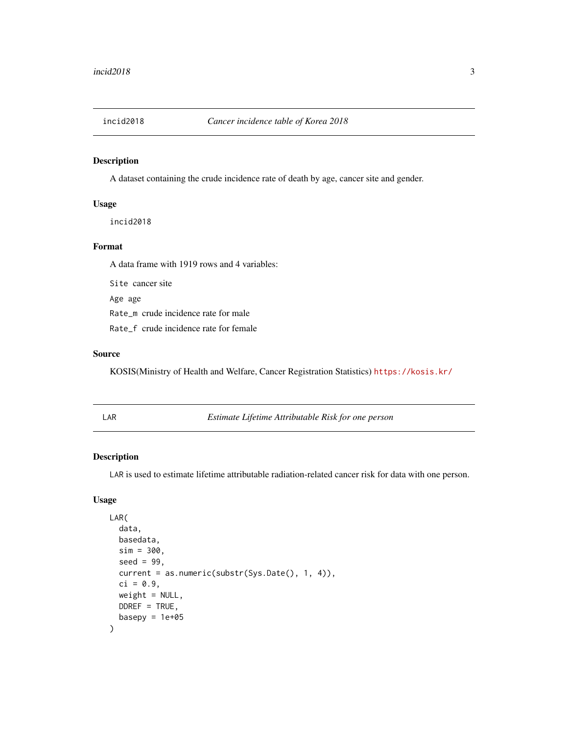## incid2018 — *Cancer incidence table of Korea 2018*

### Description

A dataset containing the crude incidence rate of death by age, cancer site and gender.

### Usage

```
incid2018
```

### Format

A data frame with 1919 rows and 4 variables:

`Site` cancer site

`Age` age

`Rate_m` crude incidence rate for male

`Rate_f` crude incidence rate for female

### Source

KOSIS(Ministry of Health and Welfare, Cancer Registration Statistics) https://kosis.kr/

## LAR — *Estimate Lifetime Attributable Risk for one person*

### Description

`LAR` is used to estimate lifetime attributable radiation-related cancer risk for data with one person.

### Usage

```
LAR(
  data,
  basedata,
  sim = 300,
  seed = 99,
  current = as.numeric(substr(Sys.Date(), 1, 4)),
  ci = 0.9,
  weight = NULL,
  DDREF = TRUE,
  basepy = 1e+05
)
```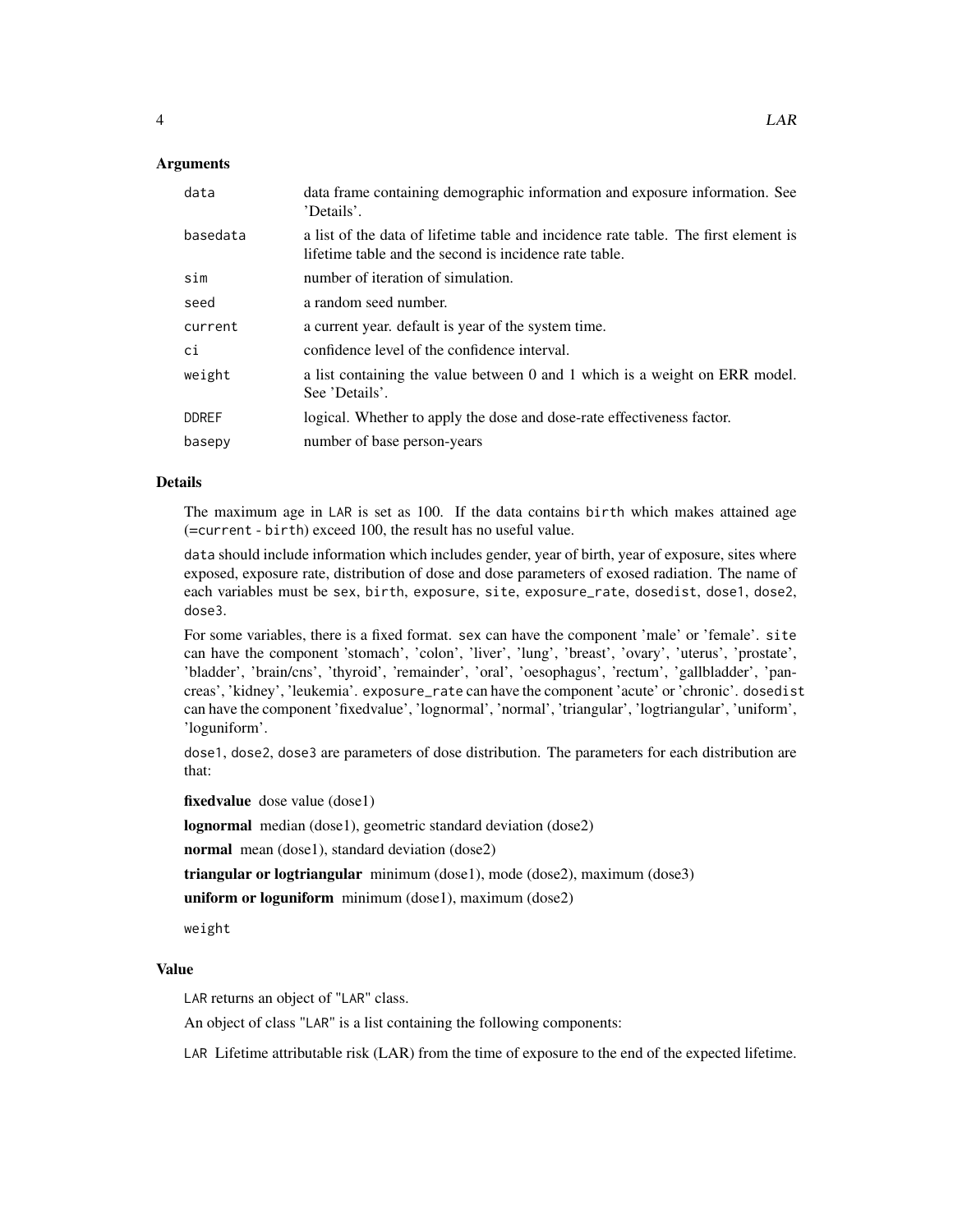## Arguments

| | |
|---|---|
| `data` | data frame containing demographic information and exposure information. See 'Details'. |
| `basedata` | a list of the data of lifetime table and incidence rate table. The first element is lifetime table and the second is incidence rate table. |
| `sim` | number of iteration of simulation. |
| `seed` | a random seed number. |
| `current` | a current year. default is year of the system time. |
| `ci` | confidence level of the confidence interval. |
| `weight` | a list containing the value between 0 and 1 which is a weight on ERR model. See 'Details'. |
| `DDREF` | logical. Whether to apply the dose and dose-rate effectiveness factor. |
| `basepy` | number of base person-years |

## Details

The maximum age in `LAR` is set as 100. If the data contains `birth` which makes attained age (=`current` - `birth`) exceed 100, the result has no useful value.

`data` should include information which includes gender, year of birth, year of exposure, sites where exposed, exposure rate, distribution of dose and dose parameters of exosed radiation. The name of each variables must be `sex`, `birth`, `exposure`, `site`, `exposure_rate`, `dosedist`, `dose1`, `dose2`, `dose3`.

For some variables, there is a fixed format. `sex` can have the component 'male' or 'female'. `site` can have the component 'stomach', 'colon', 'liver', 'lung', 'breast', 'ovary', 'uterus', 'prostate', 'bladder', 'brain/cns', 'thyroid', 'remainder', 'oral', 'oesophagus', 'rectum', 'gallbladder', 'pancreas', 'kidney', 'leukemia'. `exposure_rate` can have the component 'acute' or 'chronic'. `dosedist` can have the component 'fixedvalue', 'lognormal', 'normal', 'triangular', 'logtriangular', 'uniform', 'loguniform'.

`dose1`, `dose2`, `dose3` are parameters of dose distribution. The parameters for each distribution are that:

**fixedvalue** dose value (dose1)

**lognormal** median (dose1), geometric standard deviation (dose2)

**normal** mean (dose1), standard deviation (dose2)

**triangular or logtriangular** minimum (dose1), mode (dose2), maximum (dose3)

**uniform or loguniform** minimum (dose1), maximum (dose2)

`weight`

## Value

`LAR` returns an object of "`LAR`" class.

An object of class "`LAR`" is a list containing the following components:

`LAR` Lifetime attributable risk (LAR) from the time of exposure to the end of the expected lifetime.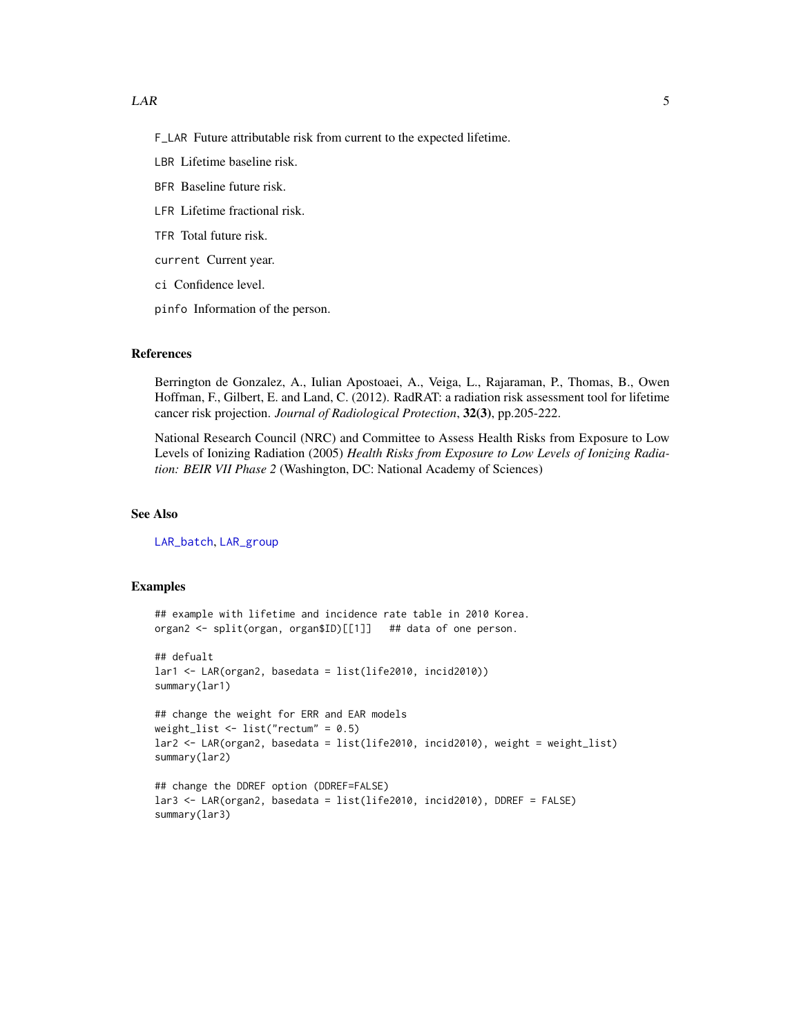`F_LAR` Future attributable risk from current to the expected lifetime.

`LBR` Lifetime baseline risk.

`BFR` Baseline future risk.

`LFR` Lifetime fractional risk.

`TFR` Total future risk.

`current` Current year.

`ci` Confidence level.

`pinfo` Information of the person.

## References

Berrington de Gonzalez, A., Iulian Apostoaei, A., Veiga, L., Rajaraman, P., Thomas, B., Owen Hoffman, F., Gilbert, E. and Land, C. (2012). RadRAT: a radiation risk assessment tool for lifetime cancer risk projection. *Journal of Radiological Protection*, **32(3)**, pp.205-222.

National Research Council (NRC) and Committee to Assess Health Risks from Exposure to Low Levels of Ionizing Radiation (2005) *Health Risks from Exposure to Low Levels of Ionizing Radiation: BEIR VII Phase 2* (Washington, DC: National Academy of Sciences)

## See Also

LAR_batch, LAR_group

## Examples

```
## example with lifetime and incidence rate table in 2010 Korea.
organ2 <- split(organ, organ$ID)[[1]]   ## data of one person.

## defualt
lar1 <- LAR(organ2, basedata = list(life2010, incid2010))
summary(lar1)

## change the weight for ERR and EAR models
weight_list <- list("rectum" = 0.5)
lar2 <- LAR(organ2, basedata = list(life2010, incid2010), weight = weight_list)
summary(lar2)

## change the DDREF option (DDREF=FALSE)
lar3 <- LAR(organ2, basedata = list(life2010, incid2010), DDREF = FALSE)
summary(lar3)
```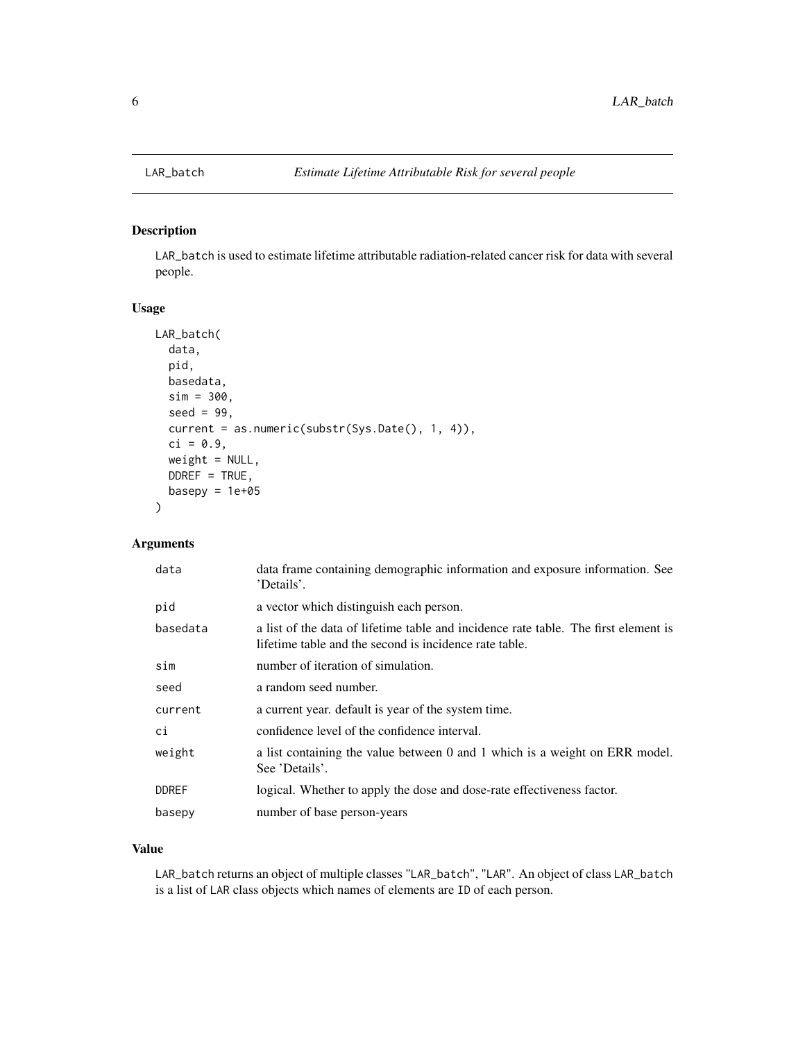# LAR_batch — *Estimate Lifetime Attributable Risk for several people*

## Description

LAR_batch is used to estimate lifetime attributable radiation-related cancer risk for data with several people.

## Usage

```
LAR_batch(
  data,
  pid,
  basedata,
  sim = 300,
  seed = 99,
  current = as.numeric(substr(Sys.Date(), 1, 4)),
  ci = 0.9,
  weight = NULL,
  DDREF = TRUE,
  basepy = 1e+05
)
```

## Arguments

| Argument | Description |
|---|---|
| data | data frame containing demographic information and exposure information. See 'Details'. |
| pid | a vector which distinguish each person. |
| basedata | a list of the data of lifetime table and incidence rate table. The first element is lifetime table and the second is incidence rate table. |
| sim | number of iteration of simulation. |
| seed | a random seed number. |
| current | a current year. default is year of the system time. |
| ci | confidence level of the confidence interval. |
| weight | a list containing the value between 0 and 1 which is a weight on ERR model. See 'Details'. |
| DDREF | logical. Whether to apply the dose and dose-rate effectiveness factor. |
| basepy | number of base person-years |

## Value

LAR_batch returns an object of multiple classes "LAR_batch", "LAR". An object of class LAR_batch is a list of LAR class objects which names of elements are ID of each person.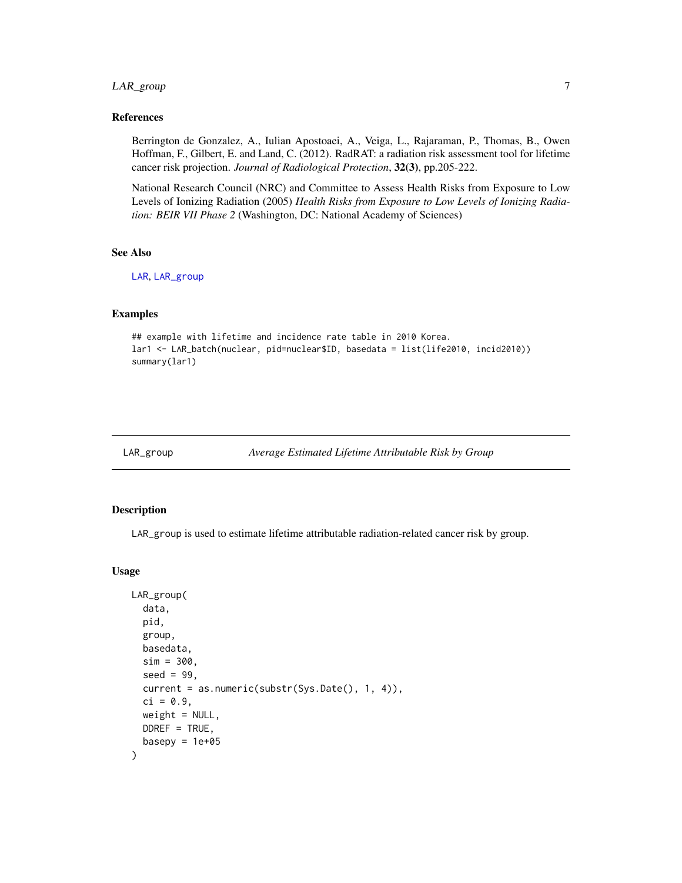### References

Berrington de Gonzalez, A., Iulian Apostoaei, A., Veiga, L., Rajaraman, P., Thomas, B., Owen Hoffman, F., Gilbert, E. and Land, C. (2012). RadRAT: a radiation risk assessment tool for lifetime cancer risk projection. *Journal of Radiological Protection*, **32(3)**, pp.205-222.

National Research Council (NRC) and Committee to Assess Health Risks from Exposure to Low Levels of Ionizing Radiation (2005) *Health Risks from Exposure to Low Levels of Ionizing Radiation: BEIR VII Phase 2* (Washington, DC: National Academy of Sciences)

### See Also

LAR, LAR_group

### Examples

```
## example with lifetime and incidence rate table in 2010 Korea.
lar1 <- LAR_batch(nuclear, pid=nuclear$ID, basedata = list(life2010, incid2010))
summary(lar1)
```

---

## LAR_group &nbsp;&nbsp;&nbsp;&nbsp; *Average Estimated Lifetime Attributable Risk by Group*

---

### Description

LAR_group is used to estimate lifetime attributable radiation-related cancer risk by group.

### Usage

```
LAR_group(
  data,
  pid,
  group,
  basedata,
  sim = 300,
  seed = 99,
  current = as.numeric(substr(Sys.Date(), 1, 4)),
  ci = 0.9,
  weight = NULL,
  DDREF = TRUE,
  basepy = 1e+05
)
```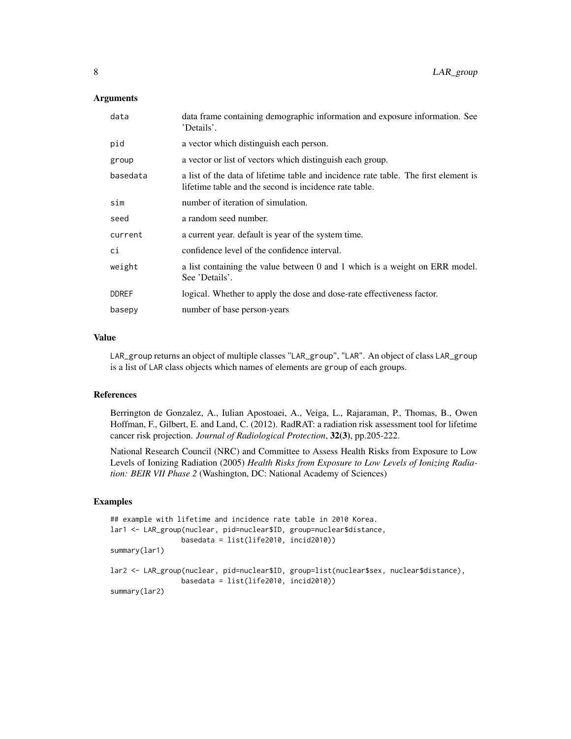## Arguments

| | |
|---|---|
| `data` | data frame containing demographic information and exposure information. See 'Details'. |
| `pid` | a vector which distinguish each person. |
| `group` | a vector or list of vectors which distinguish each group. |
| `basedata` | a list of the data of lifetime table and incidence rate table. The first element is lifetime table and the second is incidence rate table. |
| `sim` | number of iteration of simulation. |
| `seed` | a random seed number. |
| `current` | a current year. default is year of the system time. |
| `ci` | confidence level of the confidence interval. |
| `weight` | a list containing the value between 0 and 1 which is a weight on ERR model. See 'Details'. |
| `DDREF` | logical. Whether to apply the dose and dose-rate effectiveness factor. |
| `basepy` | number of base person-years |

## Value

`LAR_group` returns an object of multiple classes "`LAR_group`", "`LAR`". An object of class `LAR_group` is a list of `LAR` class objects which names of elements are `group` of each groups.

## References

Berrington de Gonzalez, A., Iulian Apostoaei, A., Veiga, L., Rajaraman, P., Thomas, B., Owen Hoffman, F., Gilbert, E. and Land, C. (2012). RadRAT: a radiation risk assessment tool for lifetime cancer risk projection. *Journal of Radiological Protection*, **32(3)**, pp.205-222.

National Research Council (NRC) and Committee to Assess Health Risks from Exposure to Low Levels of Ionizing Radiation (2005) *Health Risks from Exposure to Low Levels of Ionizing Radiation: BEIR VII Phase 2* (Washington, DC: National Academy of Sciences)

## Examples

```
## example with lifetime and incidence rate table in 2010 Korea.
lar1 <- LAR_group(nuclear, pid=nuclear$ID, group=nuclear$distance,
                  basedata = list(life2010, incid2010))
summary(lar1)

lar2 <- LAR_group(nuclear, pid=nuclear$ID, group=list(nuclear$sex, nuclear$distance),
                  basedata = list(life2010, incid2010))
summary(lar2)
```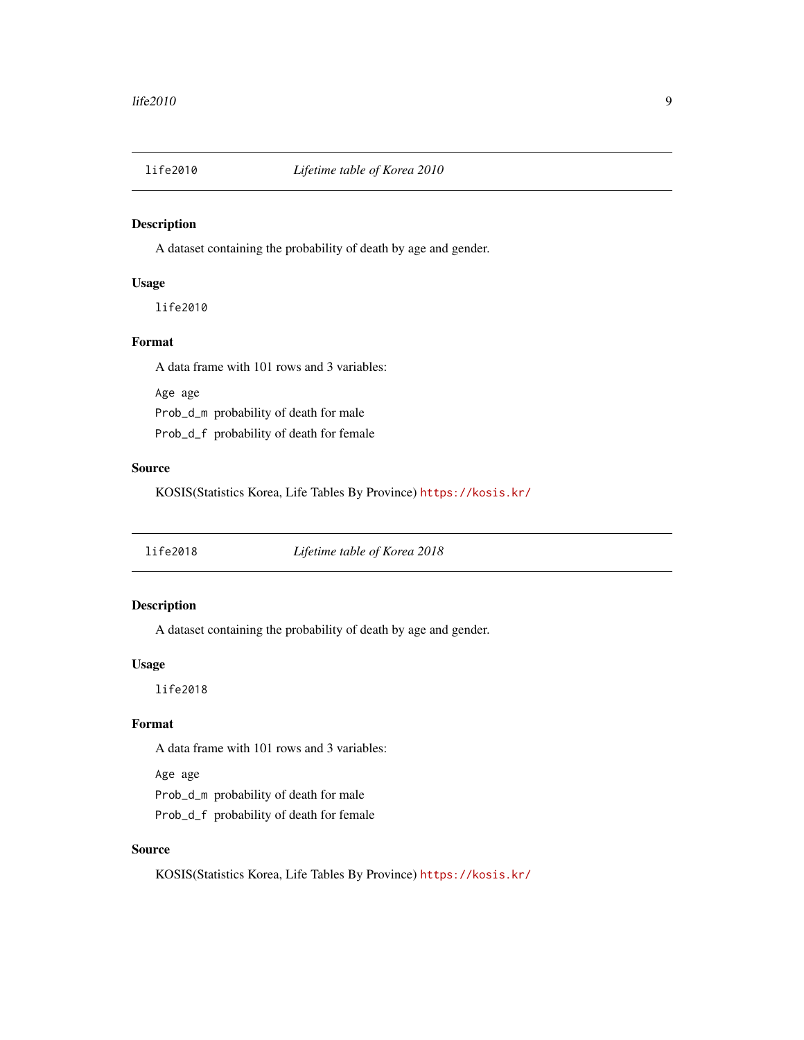## life2010 *Lifetime table of Korea 2010*

### Description

A dataset containing the probability of death by age and gender.

### Usage

```
life2010
```

### Format

A data frame with 101 rows and 3 variables:

`Age` age

`Prob_d_m` probability of death for male

`Prob_d_f` probability of death for female

### Source

KOSIS(Statistics Korea, Life Tables By Province) https://kosis.kr/

## life2018 *Lifetime table of Korea 2018*

### Description

A dataset containing the probability of death by age and gender.

### Usage

```
life2018
```

### Format

A data frame with 101 rows and 3 variables:

`Age` age

`Prob_d_m` probability of death for male

`Prob_d_f` probability of death for female

### Source

KOSIS(Statistics Korea, Life Tables By Province) https://kosis.kr/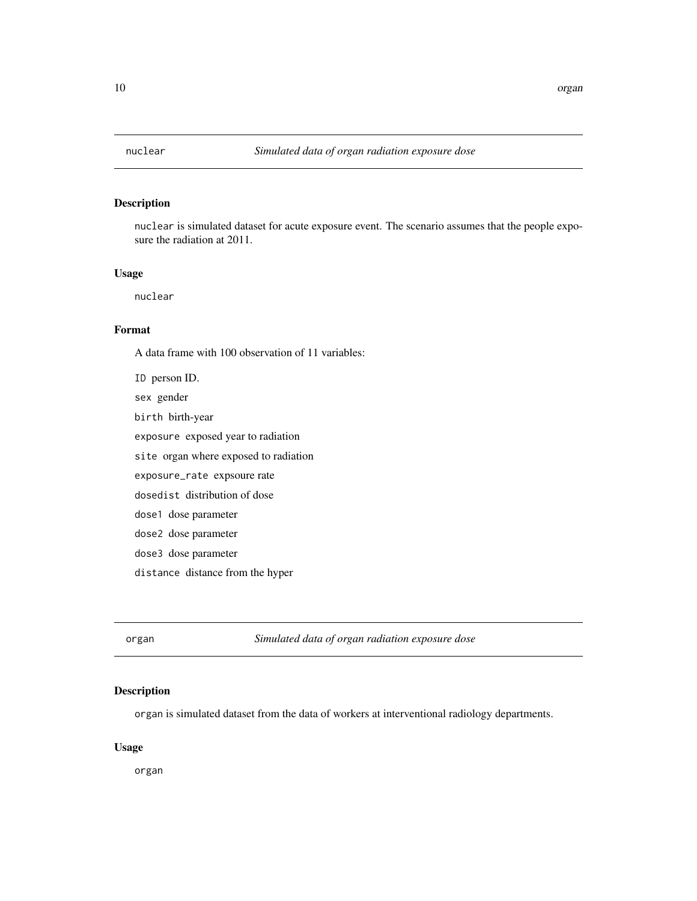## nuclear — *Simulated data of organ radiation exposure dose*

### Description

nuclear is simulated dataset for acute exposure event. The scenario assumes that the people exposure the radiation at 2011.

### Usage

```
nuclear
```

### Format

A data frame with 100 observation of 11 variables:

- `ID` person ID.
- `sex` gender
- `birth` birth-year
- `exposure` exposed year to radiation
- `site` organ where exposed to radiation
- `exposure_rate` expsoure rate
- `dosedist` distribution of dose
- `dose1` dose parameter
- `dose2` dose parameter
- `dose3` dose parameter
- `distance` distance from the hyper

## organ — *Simulated data of organ radiation exposure dose*

### Description

organ is simulated dataset from the data of workers at interventional radiology departments.

### Usage

```
organ
```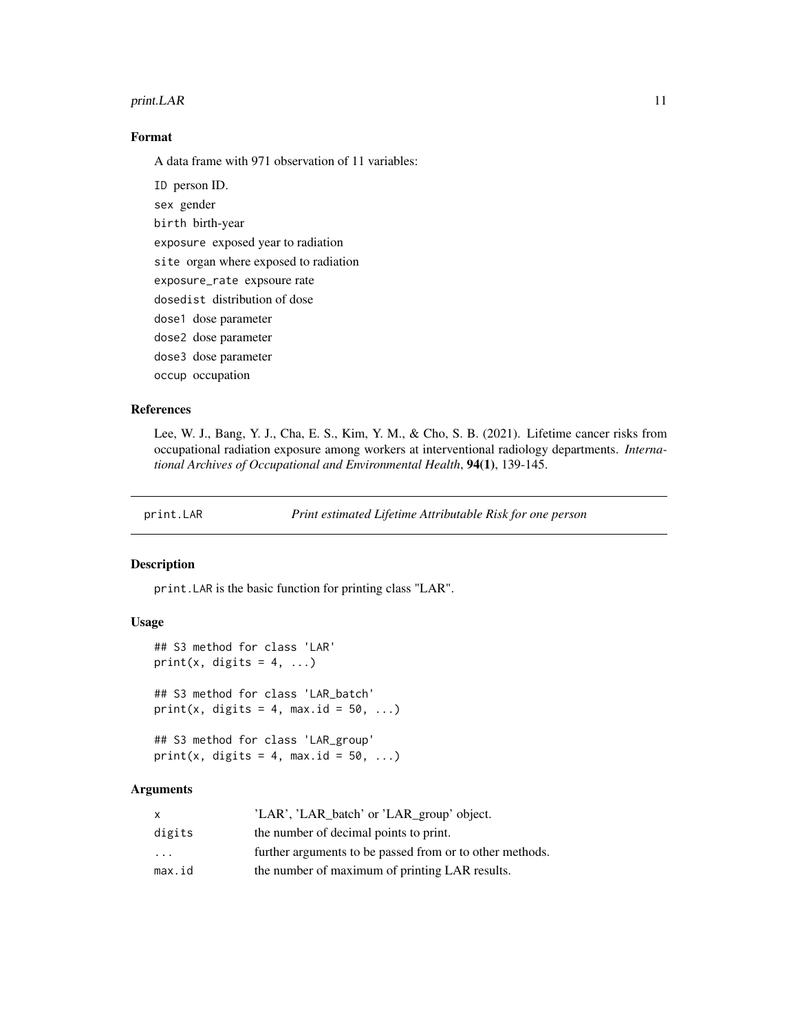### Format

A data frame with 971 observation of 11 variables:

`ID` person ID.

`sex` gender

`birth` birth-year

`exposure` exposed year to radiation

`site` organ where exposed to radiation

`exposure_rate` expsoure rate

`dosedist` distribution of dose

`dose1` dose parameter

`dose2` dose parameter

`dose3` dose parameter

`occup` occupation

### References

Lee, W. J., Bang, Y. J., Cha, E. S., Kim, Y. M., & Cho, S. B. (2021). Lifetime cancer risks from occupational radiation exposure among workers at interventional radiology departments. *International Archives of Occupational and Environmental Health*, **94(1)**, 139-145.

---

## print.LAR — *Print estimated Lifetime Attributable Risk for one person*

### Description

`print.LAR` is the basic function for printing class "LAR".

### Usage

```
## S3 method for class 'LAR'
print(x, digits = 4, ...)

## S3 method for class 'LAR_batch'
print(x, digits = 4, max.id = 50, ...)

## S3 method for class 'LAR_group'
print(x, digits = 4, max.id = 50, ...)
```

### Arguments

| | |
|---|---|
| `x` | 'LAR', 'LAR_batch' or 'LAR_group' object. |
| `digits` | the number of decimal points to print. |
| `...` | further arguments to be passed from or to other methods. |
| `max.id` | the number of maximum of printing LAR results. |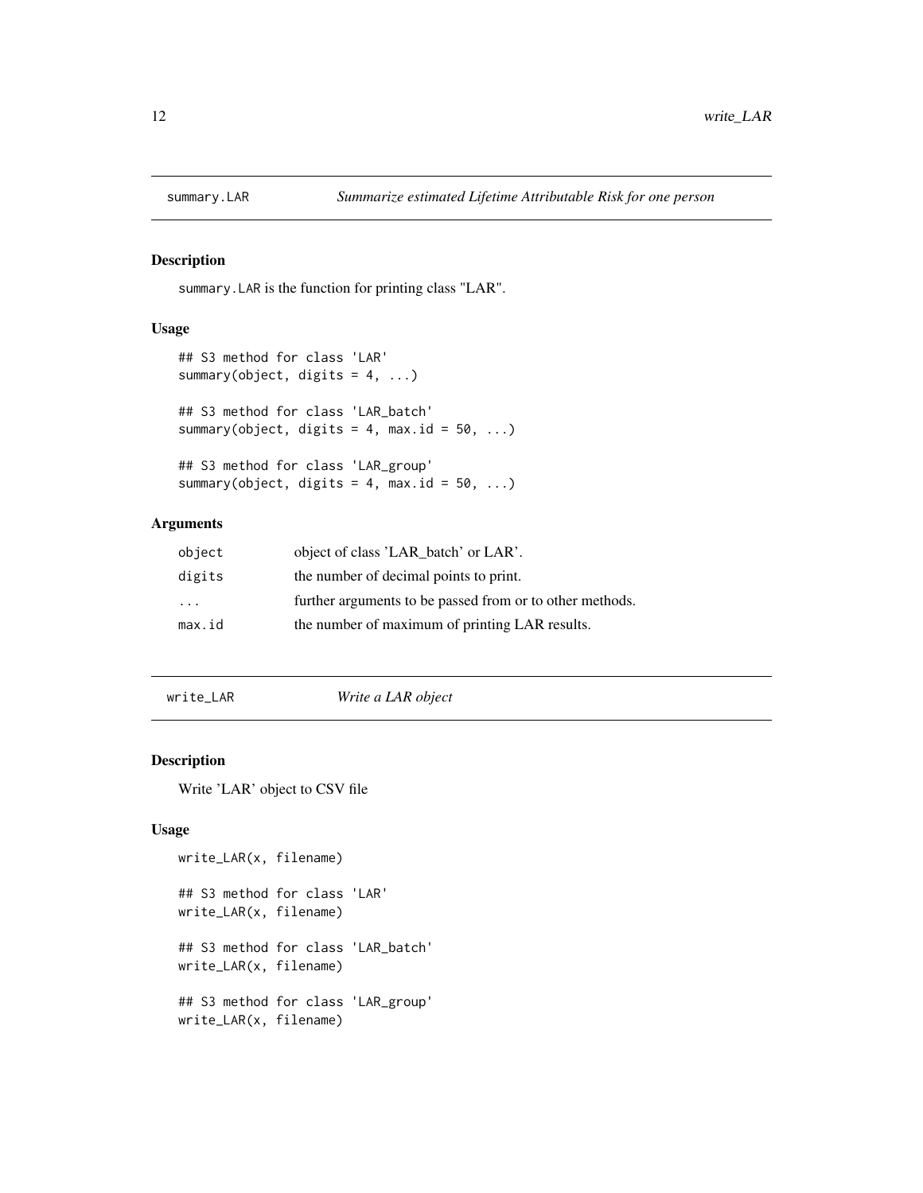## summary.LAR — *Summarize estimated Lifetime Attributable Risk for one person*

### Description

`summary.LAR` is the function for printing class "LAR".

### Usage

```
## S3 method for class 'LAR'
summary(object, digits = 4, ...)

## S3 method for class 'LAR_batch'
summary(object, digits = 4, max.id = 50, ...)

## S3 method for class 'LAR_group'
summary(object, digits = 4, max.id = 50, ...)
```

### Arguments

| | |
|---|---|
| `object` | object of class 'LAR_batch' or LAR'. |
| `digits` | the number of decimal points to print. |
| `...` | further arguments to be passed from or to other methods. |
| `max.id` | the number of maximum of printing LAR results. |

## write_LAR — *Write a LAR object*

### Description

Write 'LAR' object to CSV file

### Usage

```
write_LAR(x, filename)

## S3 method for class 'LAR'
write_LAR(x, filename)

## S3 method for class 'LAR_batch'
write_LAR(x, filename)

## S3 method for class 'LAR_group'
write_LAR(x, filename)
```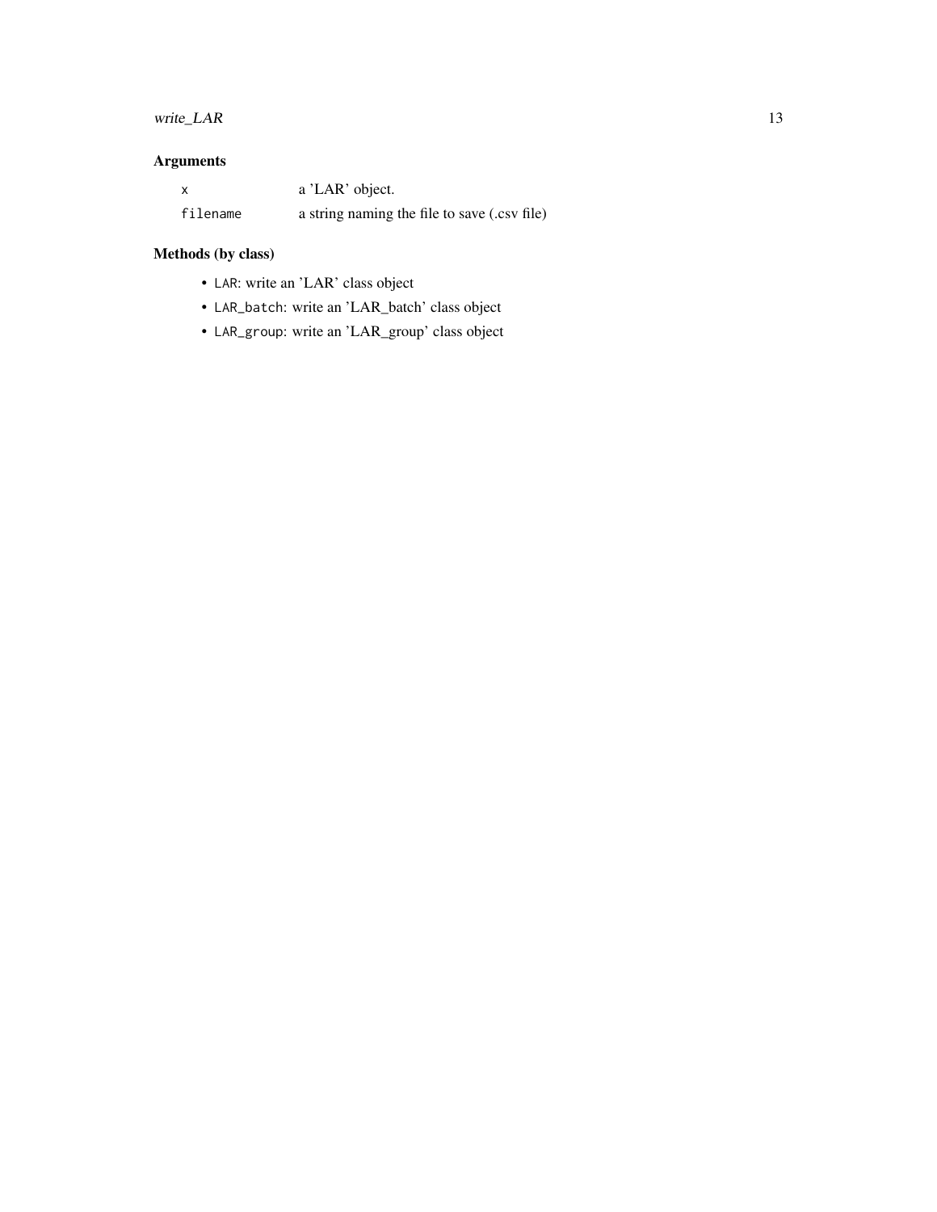### Arguments

| | |
|---|---|
| `x` | a 'LAR' object. |
| `filename` | a string naming the file to save (.csv file) |

### Methods (by class)

- `LAR`: write an 'LAR' class object
- `LAR_batch`: write an 'LAR_batch' class object
- `LAR_group`: write an 'LAR_group' class object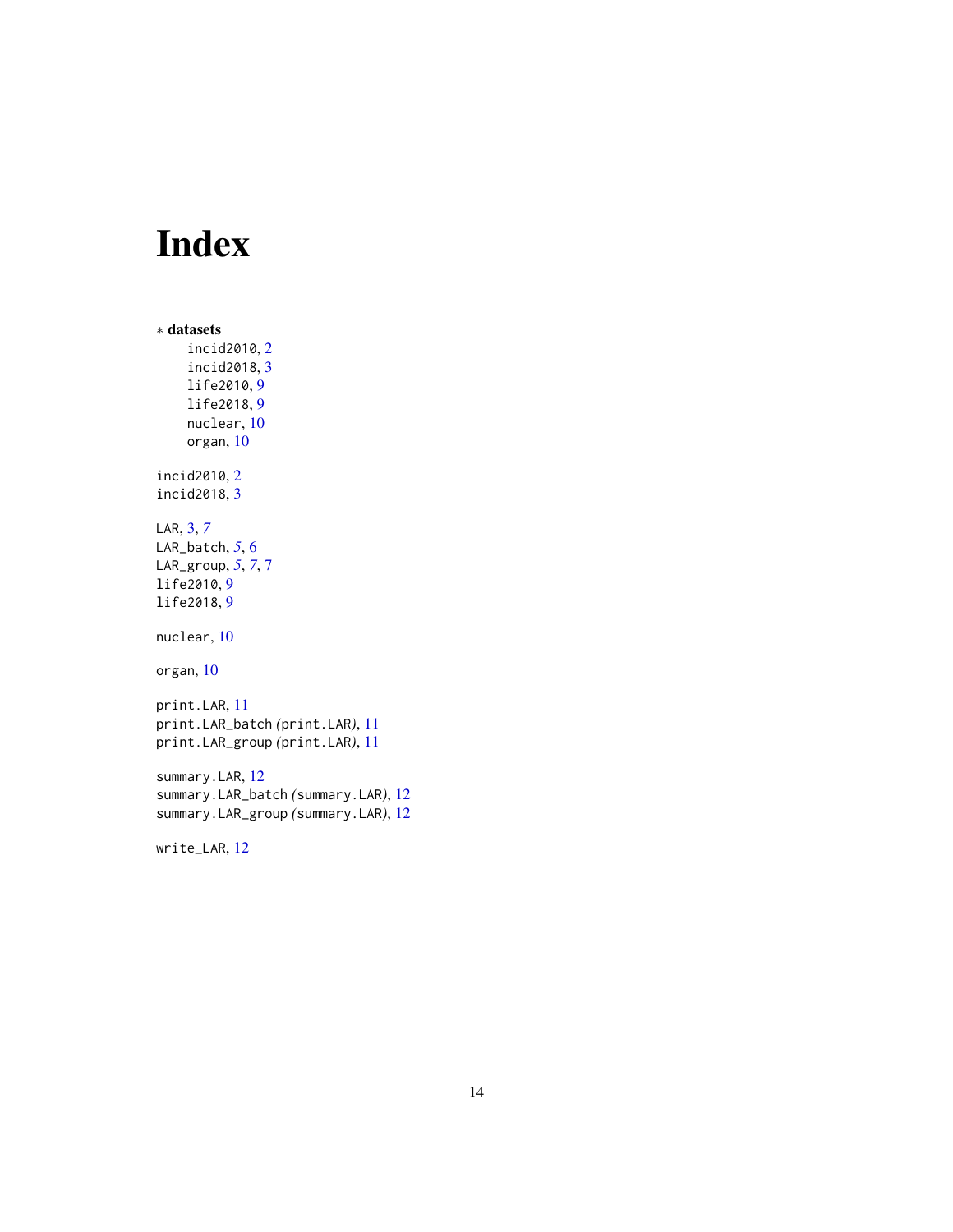# Index

∗ **datasets**

    incid2010, 2
    incid2018, 3
    life2010, 9
    life2018, 9
    nuclear, 10
    organ, 10

incid2010, 2
incid2018, 3

LAR, 3, *7*
LAR_batch, *5*, 6
LAR_group, *5*, *7*, 7
life2010, 9
life2018, 9

nuclear, 10

organ, 10

print.LAR, 11
print.LAR_batch *(*print.LAR*)*, 11
print.LAR_group *(*print.LAR*)*, 11

summary.LAR, 12
summary.LAR_batch *(*summary.LAR*)*, 12
summary.LAR_group *(*summary.LAR*)*, 12

write_LAR, 12